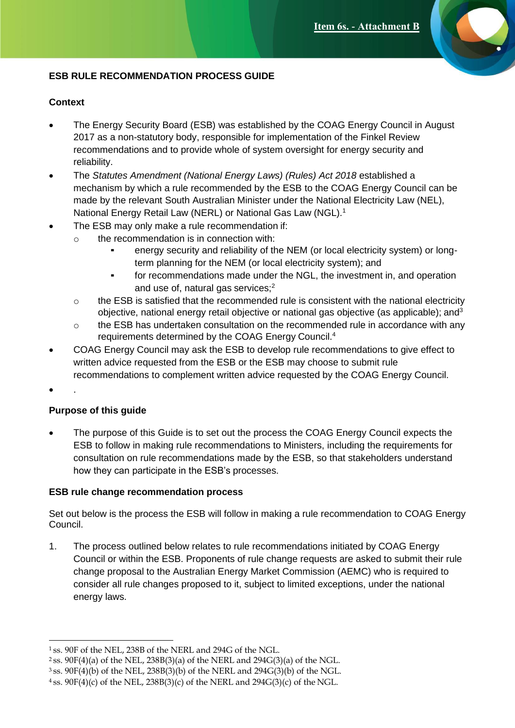Item 6s. - Attachment B

# ESB RULE RECOMMENDATION PROCESS GUIDE

## Context

- The Energy Security Board (ESB) was established by the COAG Energy Council in August 2017 as a non-statutory body, responsible for implementation of the Finkel Review recommendations and to provide whole of system oversight for energy security and reliability.
- The *Statutes Amendment (National Energy Laws) (Rules) Act 2018* established a mechanism by which a rule recommended by the ESB to the COAG Energy Council can be made by the relevant South Australian Minister under the National Electricity Law (NEL), National Energy Retail Law (NERL) or National Gas Law (NGL).[1]
- The ESB may only make a rule recommendation if:
  - the recommendation is in connection with:
    - energy security and reliability of the NEM (or local electricity system) or long-term planning for the NEM (or local electricity system); and
    - for recommendations made under the NGL, the investment in, and operation and use of, natural gas services;[2]
  - the ESB is satisfied that the recommended rule is consistent with the national electricity objective, national energy retail objective or national gas objective (as applicable); and[3]
  - the ESB has undertaken consultation on the recommended rule in accordance with any requirements determined by the COAG Energy Council.[4]
- COAG Energy Council may ask the ESB to develop rule recommendations to give effect to written advice requested from the ESB or the ESB may choose to submit rule recommendations to complement written advice requested by the COAG Energy Council.
- .

## Purpose of this guide

- The purpose of this Guide is to set out the process the COAG Energy Council expects the ESB to follow in making rule recommendations to Ministers, including the requirements for consultation on rule recommendations made by the ESB, so that stakeholders understand how they can participate in the ESB's processes.

## ESB rule change recommendation process

Set out below is the process the ESB will follow in making a rule recommendation to COAG Energy Council.

1. The process outlined below relates to rule recommendations initiated by COAG Energy Council or within the ESB. Proponents of rule change requests are asked to submit their rule change proposal to the Australian Energy Market Commission (AEMC) who is required to consider all rule changes proposed to it, subject to limited exceptions, under the national energy laws.

---

[1] ss. 90F of the NEL, 238B of the NERL and 294G of the NGL.

[2] ss. 90F(4)(a) of the NEL, 238B(3)(a) of the NERL and 294G(3)(a) of the NGL.

[3] ss. 90F(4)(b) of the NEL, 238B(3)(b) of the NERL and 294G(3)(b) of the NGL.

[4] ss. 90F(4)(c) of the NEL, 238B(3)(c) of the NERL and 294G(3)(c) of the NGL.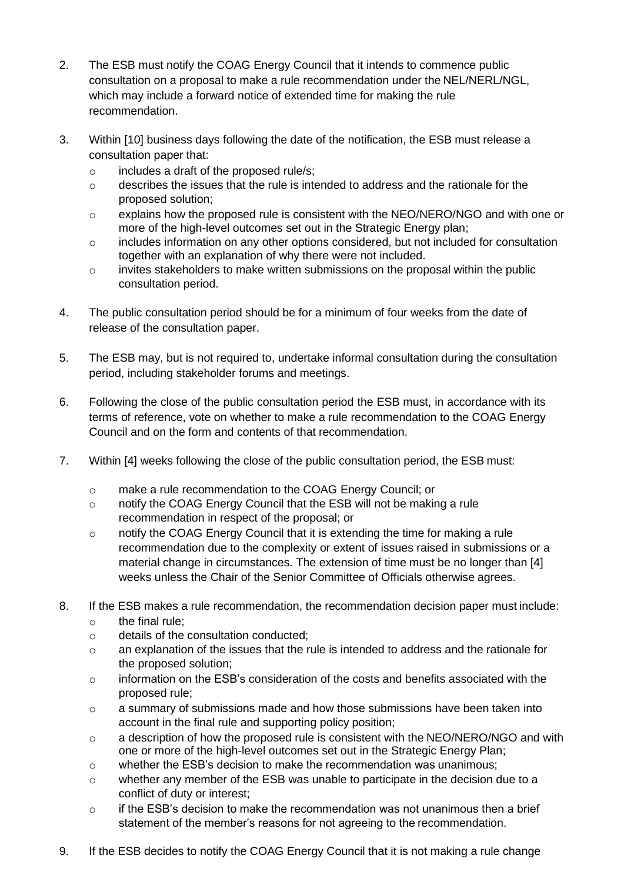2. The ESB must notify the COAG Energy Council that it intends to commence public consultation on a proposal to make a rule recommendation under the NEL/NERL/NGL, which may include a forward notice of extended time for making the rule recommendation.

3. Within [10] business days following the date of the notification, the ESB must release a consultation paper that:
   - includes a draft of the proposed rule/s;
   - describes the issues that the rule is intended to address and the rationale for the proposed solution;
   - explains how the proposed rule is consistent with the NEO/NERO/NGO and with one or more of the high-level outcomes set out in the Strategic Energy plan;
   - includes information on any other options considered, but not included for consultation together with an explanation of why there were not included.
   - invites stakeholders to make written submissions on the proposal within the public consultation period.

4. The public consultation period should be for a minimum of four weeks from the date of release of the consultation paper.

5. The ESB may, but is not required to, undertake informal consultation during the consultation period, including stakeholder forums and meetings.

6. Following the close of the public consultation period the ESB must, in accordance with its terms of reference, vote on whether to make a rule recommendation to the COAG Energy Council and on the form and contents of that recommendation.

7. Within [4] weeks following the close of the public consultation period, the ESB must:
   - make a rule recommendation to the COAG Energy Council; or
   - notify the COAG Energy Council that the ESB will not be making a rule recommendation in respect of the proposal; or
   - notify the COAG Energy Council that it is extending the time for making a rule recommendation due to the complexity or extent of issues raised in submissions or a material change in circumstances. The extension of time must be no longer than [4] weeks unless the Chair of the Senior Committee of Officials otherwise agrees.

8. If the ESB makes a rule recommendation, the recommendation decision paper must include:
   - the final rule;
   - details of the consultation conducted;
   - an explanation of the issues that the rule is intended to address and the rationale for the proposed solution;
   - information on the ESB's consideration of the costs and benefits associated with the proposed rule;
   - a summary of submissions made and how those submissions have been taken into account in the final rule and supporting policy position;
   - a description of how the proposed rule is consistent with the NEO/NERO/NGO and with one or more of the high-level outcomes set out in the Strategic Energy Plan;
   - whether the ESB's decision to make the recommendation was unanimous;
   - whether any member of the ESB was unable to participate in the decision due to a conflict of duty or interest;
   - if the ESB's decision to make the recommendation was not unanimous then a brief statement of the member's reasons for not agreeing to the recommendation.

9. If the ESB decides to notify the COAG Energy Council that it is not making a rule change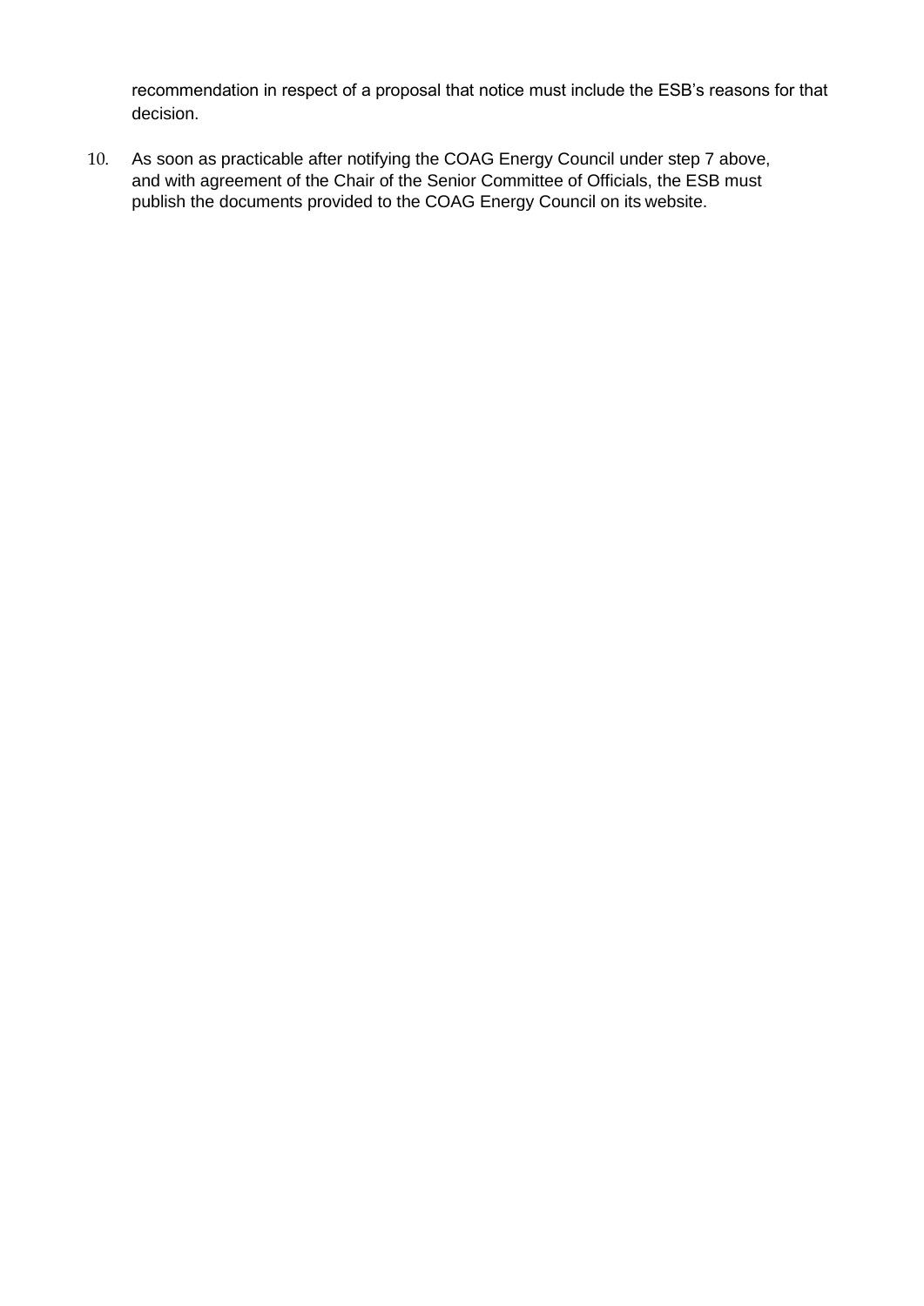recommendation in respect of a proposal that notice must include the ESB's reasons for that decision.

10. As soon as practicable after notifying the COAG Energy Council under step 7 above, and with agreement of the Chair of the Senior Committee of Officials, the ESB must publish the documents provided to the COAG Energy Council on its website.